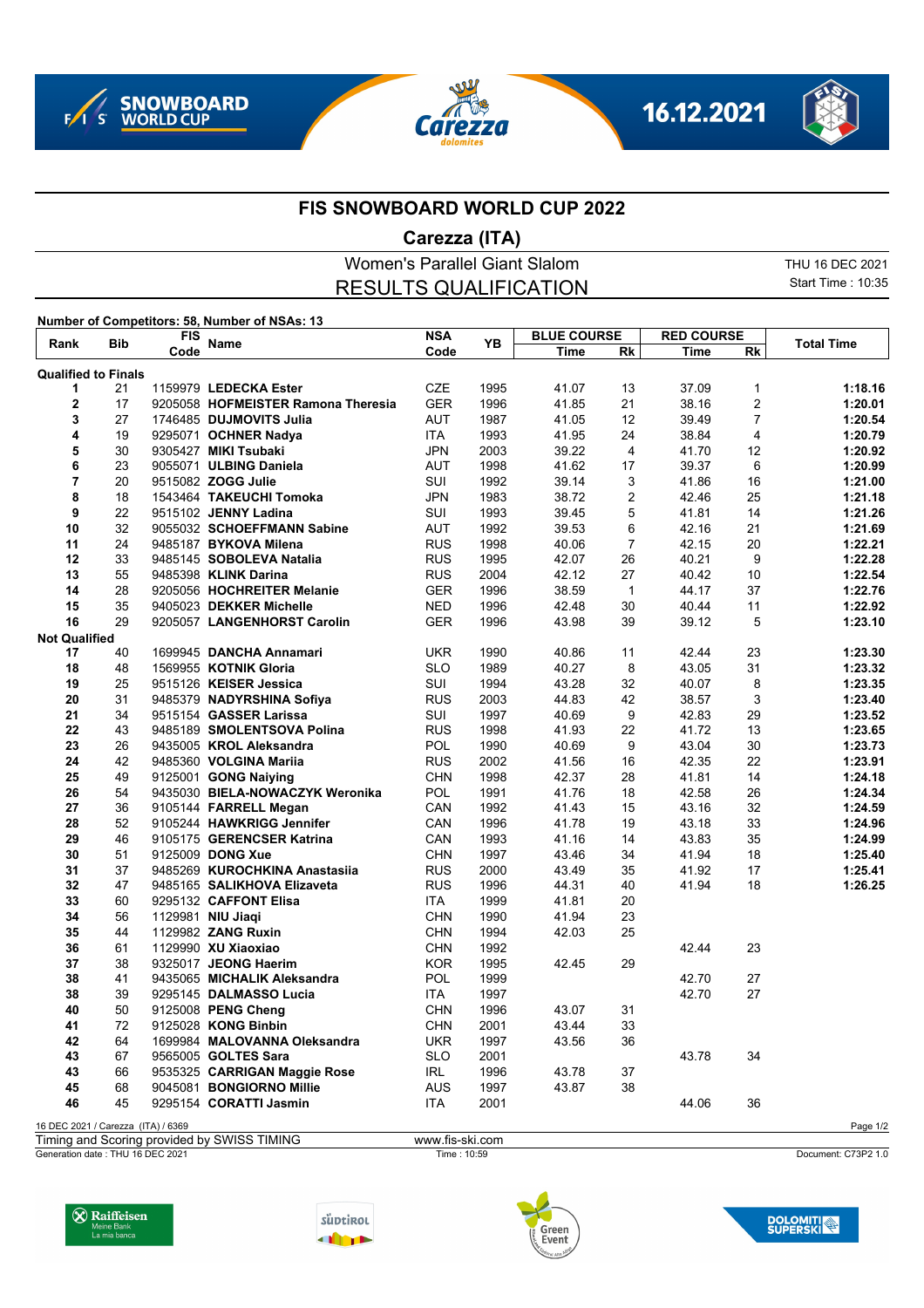SNOWBOARD WORLD CUP

16.12.2021

# FIS SNOWBOARD WORLD CUP 2022

## Carezza (ITA)

### Women's Parallel Giant Slalom

### RESULTS QUALIFICATION

THU 16 DEC 2021
Start Time : 10:35

**Number of Competitors: 58, Number of NSAs: 13**

| Rank | Bib | FIS Code | Name | NSA Code | YB | BLUE COURSE Time | BLUE COURSE Rk | RED COURSE Time | RED COURSE Rk | Total Time |
|---|---|---|---|---|---|---|---|---|---|---|
| **Qualified to Finals** | | | | | | | | | | |
| 1 | 21 | 1159979 | **LEDECKA Ester** | CZE | 1995 | 41.07 | 13 | 37.09 | 1 | **1:18.16** |
| 2 | 17 | 9205058 | **HOFMEISTER Ramona Theresia** | GER | 1996 | 41.85 | 21 | 38.16 | 2 | **1:20.01** |
| 3 | 27 | 1746485 | **DUJMOVITS Julia** | AUT | 1987 | 41.05 | 12 | 39.49 | 7 | **1:20.54** |
| 4 | 19 | 9295071 | **OCHNER Nadya** | ITA | 1993 | 41.95 | 24 | 38.84 | 4 | **1:20.79** |
| 5 | 30 | 9305427 | **MIKI Tsubaki** | JPN | 2003 | 39.22 | 4 | 41.70 | 12 | **1:20.92** |
| 6 | 23 | 9055071 | **ULBING Daniela** | AUT | 1998 | 41.62 | 17 | 39.37 | 6 | **1:20.99** |
| 7 | 20 | 9515082 | **ZOGG Julie** | SUI | 1992 | 39.14 | 3 | 41.86 | 16 | **1:21.00** |
| 8 | 18 | 1543464 | **TAKEUCHI Tomoka** | JPN | 1983 | 38.72 | 2 | 42.46 | 25 | **1:21.18** |
| 9 | 22 | 9515102 | **JENNY Ladina** | SUI | 1993 | 39.45 | 5 | 41.81 | 14 | **1:21.26** |
| 10 | 32 | 9055032 | **SCHOEFFMANN Sabine** | AUT | 1992 | 39.53 | 6 | 42.16 | 21 | **1:21.69** |
| 11 | 24 | 9485187 | **BYKOVA Milena** | RUS | 1998 | 40.06 | 7 | 42.15 | 20 | **1:22.21** |
| 12 | 33 | 9485145 | **SOBOLEVA Natalia** | RUS | 1995 | 42.07 | 26 | 40.21 | 9 | **1:22.28** |
| 13 | 55 | 9485398 | **KLINK Darina** | RUS | 2004 | 42.12 | 27 | 40.42 | 10 | **1:22.54** |
| 14 | 28 | 9205056 | **HOCHREITER Melanie** | GER | 1996 | 38.59 | 1 | 44.17 | 37 | **1:22.76** |
| 15 | 35 | 9405023 | **DEKKER Michelle** | NED | 1996 | 42.48 | 30 | 40.44 | 11 | **1:22.92** |
| 16 | 29 | 9205057 | **LANGENHORST Carolin** | GER | 1996 | 43.98 | 39 | 39.12 | 5 | **1:23.10** |
| **Not Qualified** | | | | | | | | | | |
| 17 | 40 | 1699945 | **DANCHA Annamari** | UKR | 1990 | 40.86 | 11 | 42.44 | 23 | **1:23.30** |
| 18 | 48 | 1569955 | **KOTNIK Gloria** | SLO | 1989 | 40.27 | 8 | 43.05 | 31 | **1:23.32** |
| 19 | 25 | 9515126 | **KEISER Jessica** | SUI | 1994 | 43.28 | 32 | 40.07 | 8 | **1:23.35** |
| 20 | 31 | 9485379 | **NADYRSHINA Sofiya** | RUS | 2003 | 44.83 | 42 | 38.57 | 3 | **1:23.40** |
| 21 | 34 | 9515154 | **GASSER Larissa** | SUI | 1997 | 40.69 | 9 | 42.83 | 29 | **1:23.52** |
| 22 | 43 | 9485189 | **SMOLENTSOVA Polina** | RUS | 1998 | 41.93 | 22 | 41.72 | 13 | **1:23.65** |
| 23 | 26 | 9435005 | **KROL Aleksandra** | POL | 1990 | 40.69 | 9 | 43.04 | 30 | **1:23.73** |
| 24 | 42 | 9485360 | **VOLGINA Mariia** | RUS | 2002 | 41.56 | 16 | 42.35 | 22 | **1:23.91** |
| 25 | 49 | 9125001 | **GONG Naiying** | CHN | 1998 | 42.37 | 28 | 41.81 | 14 | **1:24.18** |
| 26 | 54 | 9435030 | **BIELA-NOWACZYK Weronika** | POL | 1991 | 41.76 | 18 | 42.58 | 26 | **1:24.34** |
| 27 | 36 | 9105144 | **FARRELL Megan** | CAN | 1992 | 41.43 | 15 | 43.16 | 32 | **1:24.59** |
| 28 | 52 | 9105244 | **HAWKRIGG Jennifer** | CAN | 1996 | 41.78 | 19 | 43.18 | 33 | **1:24.96** |
| 29 | 46 | 9105175 | **GERENCSER Katrina** | CAN | 1993 | 41.16 | 14 | 43.83 | 35 | **1:24.99** |
| 30 | 51 | 9125009 | **DONG Xue** | CHN | 1997 | 43.46 | 34 | 41.94 | 18 | **1:25.40** |
| 31 | 37 | 9485269 | **KUROCHKINA Anastasiia** | RUS | 2000 | 43.49 | 35 | 41.92 | 17 | **1:25.41** |
| 32 | 47 | 9485165 | **SALIKHOVA Elizaveta** | RUS | 1996 | 44.31 | 40 | 41.94 | 18 | **1:26.25** |
| 33 | 60 | 9295132 | **CAFFONT Elisa** | ITA | 1999 | 41.81 | 20 | | | |
| 34 | 56 | 1129981 | **NIU Jiaqi** | CHN | 1990 | 41.94 | 23 | | | |
| 35 | 44 | 1129982 | **ZANG Ruxin** | CHN | 1994 | 42.03 | 25 | | | |
| 36 | 61 | 1129990 | **XU Xiaoxiao** | CHN | 1992 | | | 42.44 | 23 | |
| 37 | 38 | 9325017 | **JEONG Haerim** | KOR | 1995 | 42.45 | 29 | | | |
| 38 | 41 | 9435065 | **MICHALIK Aleksandra** | POL | 1999 | | | 42.70 | 27 | |
| 38 | 39 | 9295145 | **DALMASSO Lucia** | ITA | 1997 | | | 42.70 | 27 | |
| 40 | 50 | 9125008 | **PENG Cheng** | CHN | 1996 | 43.07 | 31 | | | |
| 41 | 72 | 9125028 | **KONG Binbin** | CHN | 2001 | 43.44 | 33 | | | |
| 42 | 64 | 1699984 | **MALOVANNA Oleksandra** | UKR | 1997 | 43.56 | 36 | | | |
| 43 | 67 | 9565005 | **GOLTES Sara** | SLO | 2001 | | | 43.78 | 34 | |
| 43 | 66 | 9535325 | **CARRIGAN Maggie Rose** | IRL | 1996 | 43.78 | 37 | | | |
| 45 | 68 | 9045081 | **BONGIORNO Millie** | AUS | 1997 | 43.87 | 38 | | | |
| 46 | 45 | 9295154 | **CORATTI Jasmin** | ITA | 2001 | | | 44.06 | 36 | |

16 DEC 2021 / Carezza (ITA) / 6369

Timing and Scoring provided by SWISS TIMING — www.fis-ski.com

Generation date : THU 16 DEC 2021 — Time : 10:59 — Document: C73P2 1.0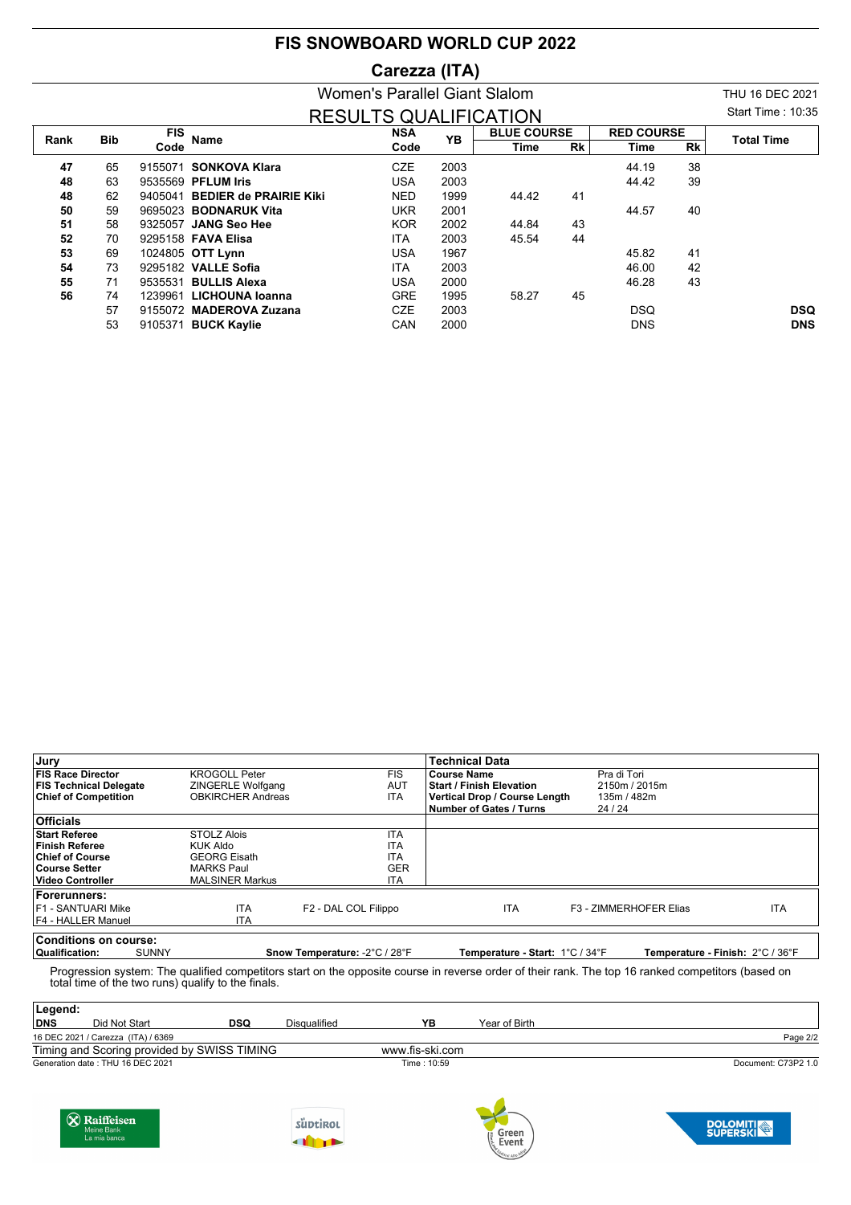# FIS SNOWBOARD WORLD CUP 2022

## Carezza (ITA)

### Women's Parallel Giant Slalom

THU 16 DEC 2021

### RESULTS QUALIFICATION

Start Time : 10:35

| Rank | Bib | FIS Code | Name | NSA Code | YB | BLUE COURSE | | RED COURSE | | Total Time |
|---|---|---|---|---|---|---|---|---|---|---|
| | | | | | | Time | Rk | Time | Rk | |
| 47 | 65 | 9155071 | **SONKOVA Klara** | CZE | 2003 | | | 44.19 | 38 | |
| 48 | 63 | 9535569 | **PFLUM Iris** | USA | 2003 | | | 44.42 | 39 | |
| 48 | 62 | 9405041 | **BEDIER de PRAIRIE Kiki** | NED | 1999 | 44.42 | 41 | | | |
| 50 | 59 | 9695023 | **BODNARUK Vita** | UKR | 2001 | | | 44.57 | 40 | |
| 51 | 58 | 9325057 | **JANG Seo Hee** | KOR | 2002 | 44.84 | 43 | | | |
| 52 | 70 | 9295158 | **FAVA Elisa** | ITA | 2003 | 45.54 | 44 | | | |
| 53 | 69 | 1024805 | **OTT Lynn** | USA | 1967 | | | 45.82 | 41 | |
| 54 | 73 | 9295182 | **VALLE Sofia** | ITA | 2003 | | | 46.00 | 42 | |
| 55 | 71 | 9535531 | **BULLIS Alexa** | USA | 2000 | | | 46.28 | 43 | |
| 56 | 74 | 1239961 | **LICHOUNA Ioanna** | GRE | 1995 | 58.27 | 45 | | | |
| | 57 | 9155072 | **MADEROVA Zuzana** | CZE | 2003 | | | DSQ | | **DSQ** |
| | 53 | 9105371 | **BUCK Kaylie** | CAN | 2000 | | | DNS | | **DNS** |

| Jury | | |
|---|---|---|
| **FIS Race Director** | KROGOLL Peter | FIS |
| **FIS Technical Delegate** | ZINGERLE Wolfgang | AUT |
| **Chief of Competition** | OBKIRCHER Andreas | ITA |
| **Officials** | | |
| **Start Referee** | STOLZ Alois | ITA |
| **Finish Referee** | KUK Aldo | ITA |
| **Chief of Course** | GEORG Eisath | ITA |
| **Course Setter** | MARKS Paul | GER |
| **Video Controller** | MALSINER Markus | ITA |

| Technical Data | |
|---|---|
| **Course Name** | Pra di Tori |
| **Start / Finish Elevation** | 2150m / 2015m |
| **Vertical Drop / Course Length** | 135m / 482m |
| **Number of Gates / Turns** | 24 / 24 |

**Forerunners:**
F1 - SANTUARI Mike ITA; F2 - DAL COL Filippo ITA; F3 - ZIMMERHOFER Elias ITA; F4 - HALLER Manuel ITA

**Conditions on course:**
**Qualification:** SUNNY — **Snow Temperature:** -2°C / 28°F — **Temperature - Start:** 1°C / 34°F — **Temperature - Finish:** 2°C / 36°F

Progression system: The qualified competitors start on the opposite course in reverse order of their rank. The top 16 ranked competitors (based on total time of the two runs) qualify to the finals.

**Legend:**
**DNS** Did Not Start — **DSQ** Disqualified — **YB** Year of Birth

16 DEC 2021 / Carezza (ITA) / 6369

Timing and Scoring provided by SWISS TIMING — www.fis-ski.com

Generation date : THU 16 DEC 2021 — Time : 10:59 — Document: C73P2 1.0